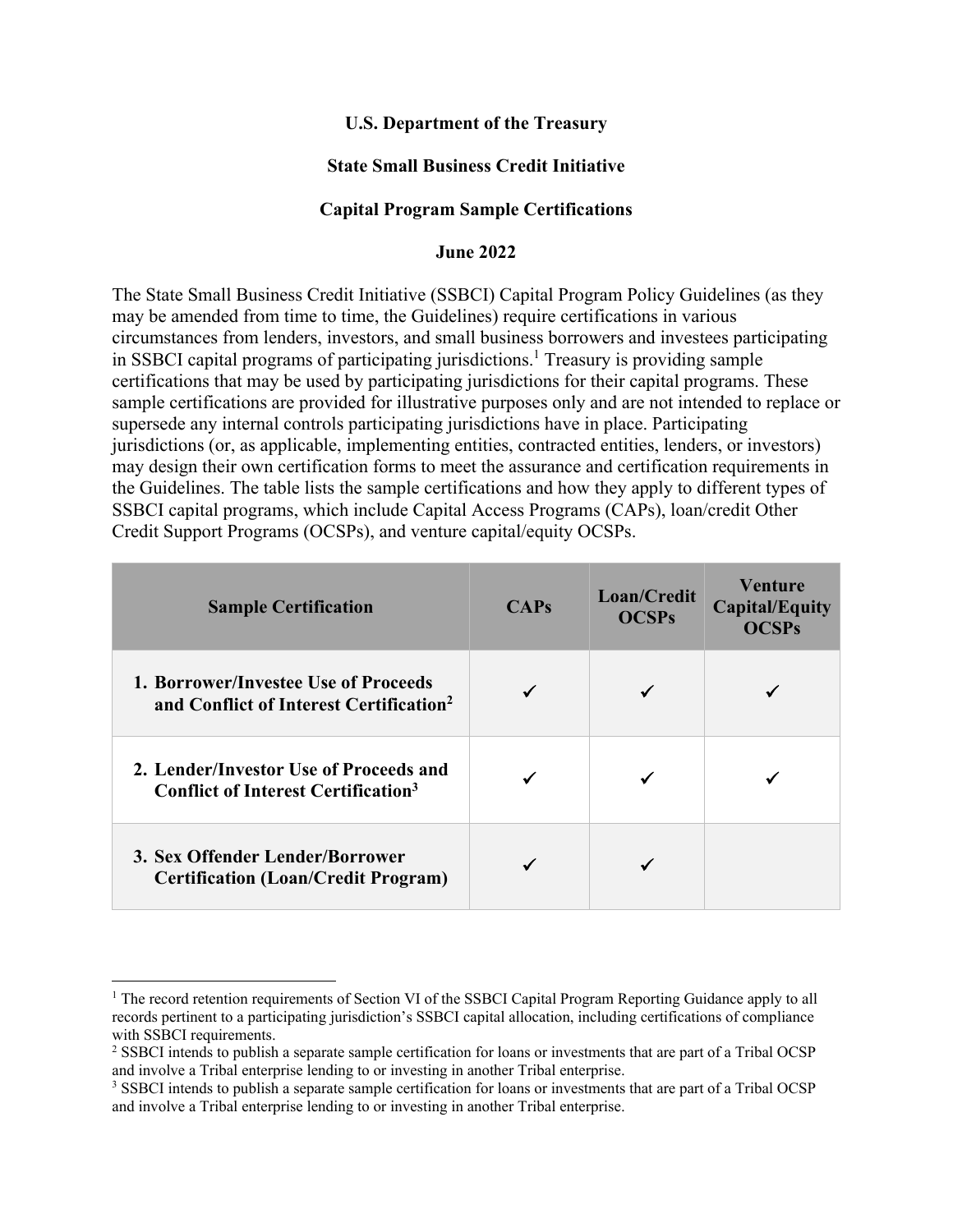**U.S. Department of the Treasury**

**State Small Business Credit Initiative**

**Capital Program Sample Certifications**

**June 2022**

The State Small Business Credit Initiative (SSBCI) Capital Program Policy Guidelines (as they may be amended from time to time, the Guidelines) require certifications in various circumstances from lenders, investors, and small business borrowers and investees participating in SSBCI capital programs of participating jurisdictions.[1] Treasury is providing sample certifications that may be used by participating jurisdictions for their capital programs. These sample certifications are provided for illustrative purposes only and are not intended to replace or supersede any internal controls participating jurisdictions have in place. Participating jurisdictions (or, as applicable, implementing entities, contracted entities, lenders, or investors) may design their own certification forms to meet the assurance and certification requirements in the Guidelines. The table lists the sample certifications and how they apply to different types of SSBCI capital programs, which include Capital Access Programs (CAPs), loan/credit Other Credit Support Programs (OCSPs), and venture capital/equity OCSPs.

| Sample Certification | CAPs | Loan/Credit OCSPs | Venture Capital/Equity OCSPs |
|---|---|---|---|
| **1. Borrower/Investee Use of Proceeds and Conflict of Interest Certification[2]** | ✓ | ✓ | ✓ |
| **2. Lender/Investor Use of Proceeds and Conflict of Interest Certification[3]** | ✓ | ✓ | ✓ |
| **3. Sex Offender Lender/Borrower Certification (Loan/Credit Program)** | ✓ | ✓ | |

[1] The record retention requirements of Section VI of the SSBCI Capital Program Reporting Guidance apply to all records pertinent to a participating jurisdiction's SSBCI capital allocation, including certifications of compliance with SSBCI requirements.

[2] SSBCI intends to publish a separate sample certification for loans or investments that are part of a Tribal OCSP and involve a Tribal enterprise lending to or investing in another Tribal enterprise.

[3] SSBCI intends to publish a separate sample certification for loans or investments that are part of a Tribal OCSP and involve a Tribal enterprise lending to or investing in another Tribal enterprise.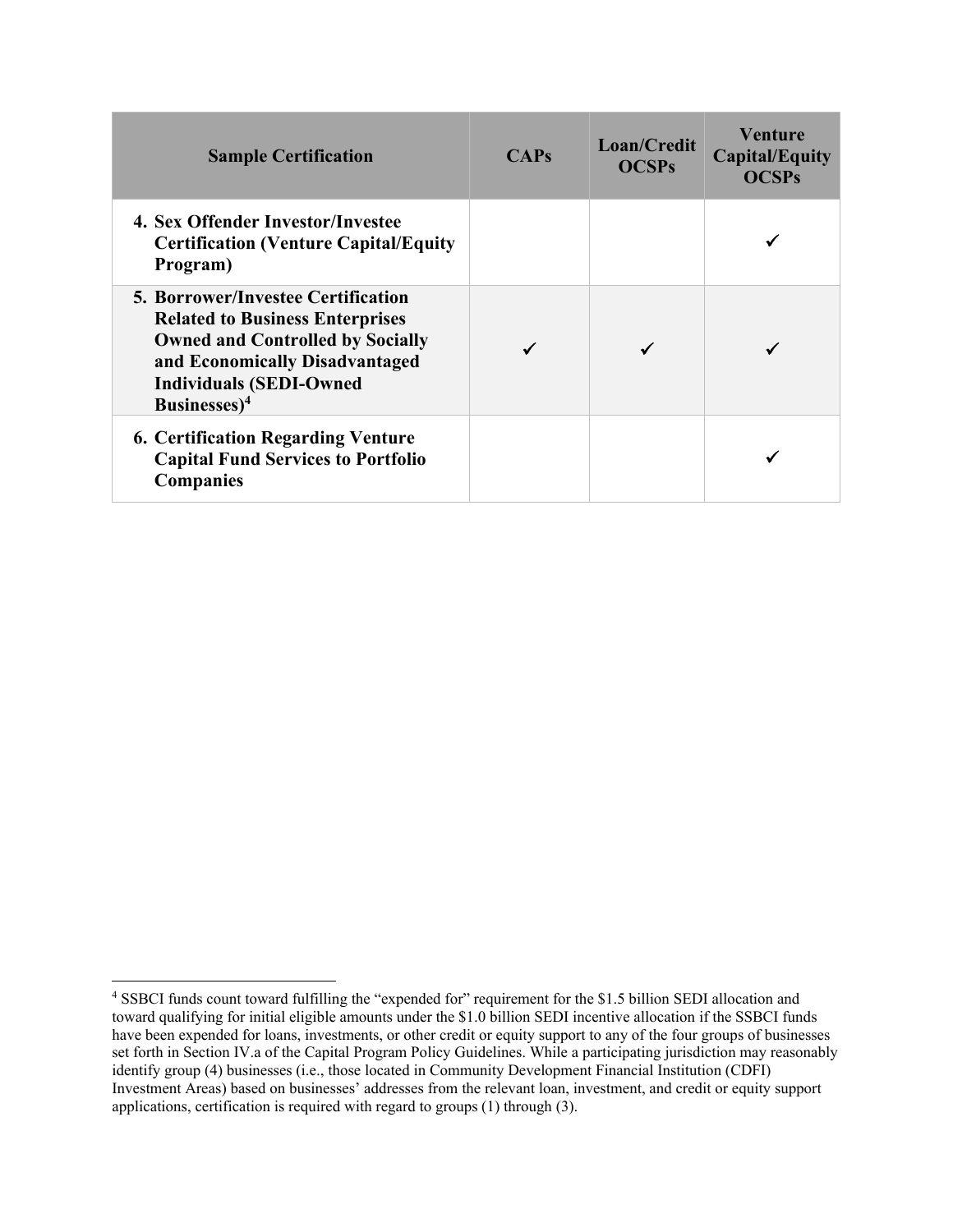| Sample Certification | CAPs | Loan/Credit OCSPs | Venture Capital/Equity OCSPs |
|---|---|---|---|
| **4. Sex Offender Investor/Investee Certification (Venture Capital/Equity Program)** | | | ✓ |
| **5. Borrower/Investee Certification Related to Business Enterprises Owned and Controlled by Socially and Economically Disadvantaged Individuals (SEDI-Owned Businesses)[4]** | ✓ | ✓ | ✓ |
| **6. Certification Regarding Venture Capital Fund Services to Portfolio Companies** | | | ✓ |

[4] SSBCI funds count toward fulfilling the "expended for" requirement for the $1.5 billion SEDI allocation and toward qualifying for initial eligible amounts under the $1.0 billion SEDI incentive allocation if the SSBCI funds have been expended for loans, investments, or other credit or equity support to any of the four groups of businesses set forth in Section IV.a of the Capital Program Policy Guidelines. While a participating jurisdiction may reasonably identify group (4) businesses (i.e., those located in Community Development Financial Institution (CDFI) Investment Areas) based on businesses' addresses from the relevant loan, investment, and credit or equity support applications, certification is required with regard to groups (1) through (3).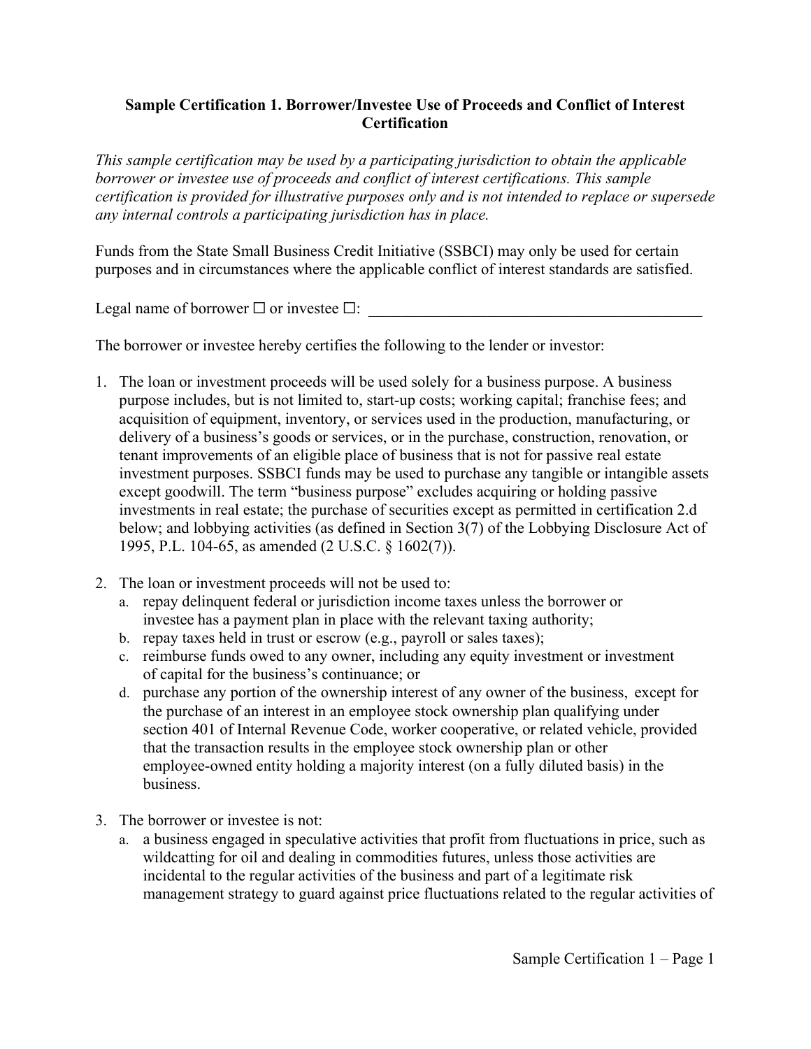**Sample Certification 1. Borrower/Investee Use of Proceeds and Conflict of Interest Certification**

*This sample certification may be used by a participating jurisdiction to obtain the applicable borrower or investee use of proceeds and conflict of interest certifications. This sample certification is provided for illustrative purposes only and is not intended to replace or supersede any internal controls a participating jurisdiction has in place.*

Funds from the State Small Business Credit Initiative (SSBCI) may only be used for certain purposes and in circumstances where the applicable conflict of interest standards are satisfied.

Legal name of borrower ☐ or investee ☐: ____________________________________________

The borrower or investee hereby certifies the following to the lender or investor:

1. The loan or investment proceeds will be used solely for a business purpose. A business purpose includes, but is not limited to, start-up costs; working capital; franchise fees; and acquisition of equipment, inventory, or services used in the production, manufacturing, or delivery of a business's goods or services, or in the purchase, construction, renovation, or tenant improvements of an eligible place of business that is not for passive real estate investment purposes. SSBCI funds may be used to purchase any tangible or intangible assets except goodwill. The term "business purpose" excludes acquiring or holding passive investments in real estate; the purchase of securities except as permitted in certification 2.d below; and lobbying activities (as defined in Section 3(7) of the Lobbying Disclosure Act of 1995, P.L. 104-65, as amended (2 U.S.C. § 1602(7)).

2. The loan or investment proceeds will not be used to:
   a. repay delinquent federal or jurisdiction income taxes unless the borrower or investee has a payment plan in place with the relevant taxing authority;
   b. repay taxes held in trust or escrow (e.g., payroll or sales taxes);
   c. reimburse funds owed to any owner, including any equity investment or investment of capital for the business's continuance; or
   d. purchase any portion of the ownership interest of any owner of the business, except for the purchase of an interest in an employee stock ownership plan qualifying under section 401 of Internal Revenue Code, worker cooperative, or related vehicle, provided that the transaction results in the employee stock ownership plan or other employee-owned entity holding a majority interest (on a fully diluted basis) in the business.

3. The borrower or investee is not:
   a. a business engaged in speculative activities that profit from fluctuations in price, such as wildcatting for oil and dealing in commodities futures, unless those activities are incidental to the regular activities of the business and part of a legitimate risk management strategy to guard against price fluctuations related to the regular activities of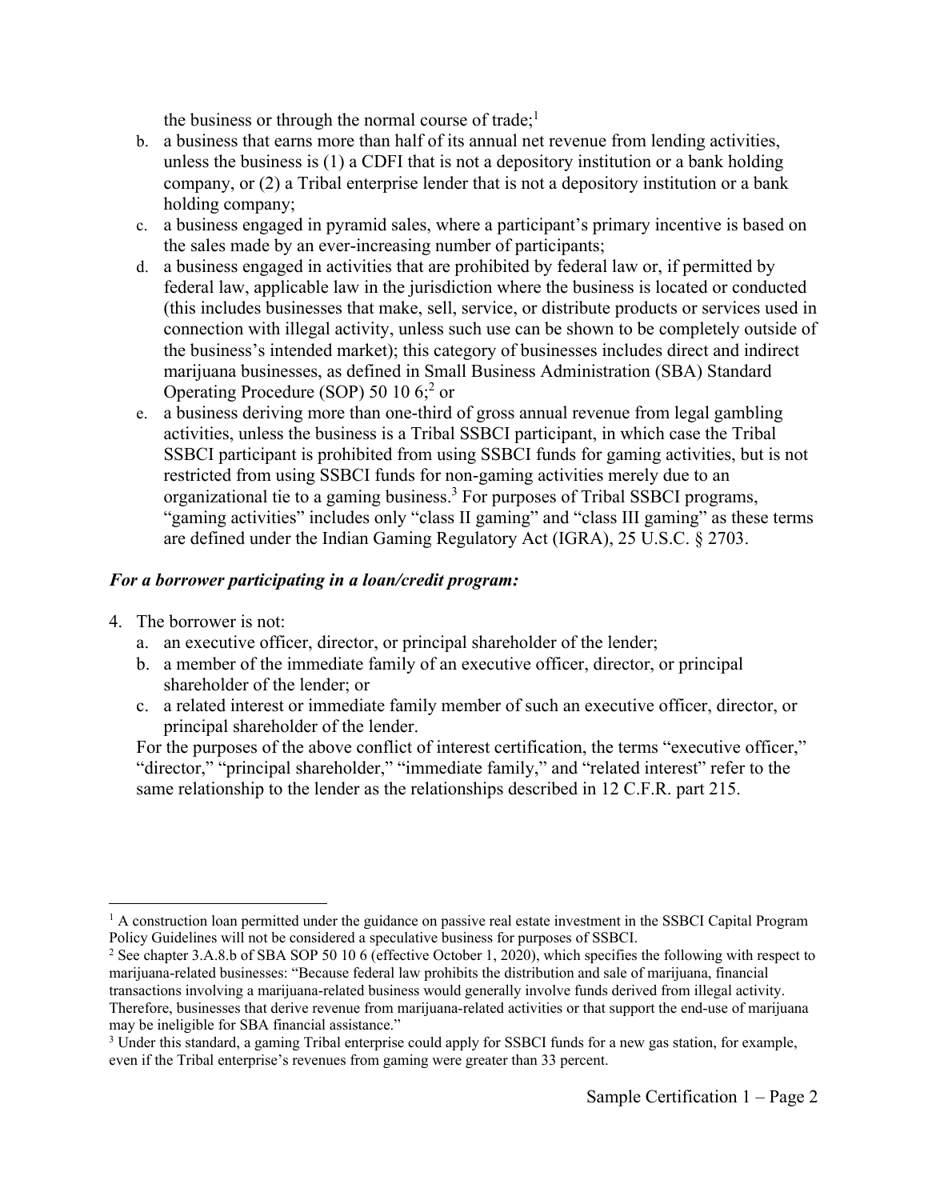the business or through the normal course of trade;[1]

b. a business that earns more than half of its annual net revenue from lending activities, unless the business is (1) a CDFI that is not a depository institution or a bank holding company, or (2) a Tribal enterprise lender that is not a depository institution or a bank holding company;

c. a business engaged in pyramid sales, where a participant's primary incentive is based on the sales made by an ever-increasing number of participants;

d. a business engaged in activities that are prohibited by federal law or, if permitted by federal law, applicable law in the jurisdiction where the business is located or conducted (this includes businesses that make, sell, service, or distribute products or services used in connection with illegal activity, unless such use can be shown to be completely outside of the business's intended market); this category of businesses includes direct and indirect marijuana businesses, as defined in Small Business Administration (SBA) Standard Operating Procedure (SOP) 50 10 6;[2] or

e. a business deriving more than one-third of gross annual revenue from legal gambling activities, unless the business is a Tribal SSBCI participant, in which case the Tribal SSBCI participant is prohibited from using SSBCI funds for gaming activities, but is not restricted from using SSBCI funds for non-gaming activities merely due to an organizational tie to a gaming business.[3] For purposes of Tribal SSBCI programs, "gaming activities" includes only "class II gaming" and "class III gaming" as these terms are defined under the Indian Gaming Regulatory Act (IGRA), 25 U.S.C. § 2703.

***For a borrower participating in a loan/credit program:***

4. The borrower is not:
   a. an executive officer, director, or principal shareholder of the lender;
   b. a member of the immediate family of an executive officer, director, or principal shareholder of the lender; or
   c. a related interest or immediate family member of such an executive officer, director, or principal shareholder of the lender.

   For the purposes of the above conflict of interest certification, the terms "executive officer," "director," "principal shareholder," "immediate family," and "related interest" refer to the same relationship to the lender as the relationships described in 12 C.F.R. part 215.

---

[1] A construction loan permitted under the guidance on passive real estate investment in the SSBCI Capital Program Policy Guidelines will not be considered a speculative business for purposes of SSBCI.

[2] See chapter 3.A.8.b of SBA SOP 50 10 6 (effective October 1, 2020), which specifies the following with respect to marijuana-related businesses: "Because federal law prohibits the distribution and sale of marijuana, financial transactions involving a marijuana-related business would generally involve funds derived from illegal activity. Therefore, businesses that derive revenue from marijuana-related activities or that support the end-use of marijuana may be ineligible for SBA financial assistance."

[3] Under this standard, a gaming Tribal enterprise could apply for SSBCI funds for a new gas station, for example, even if the Tribal enterprise's revenues from gaming were greater than 33 percent.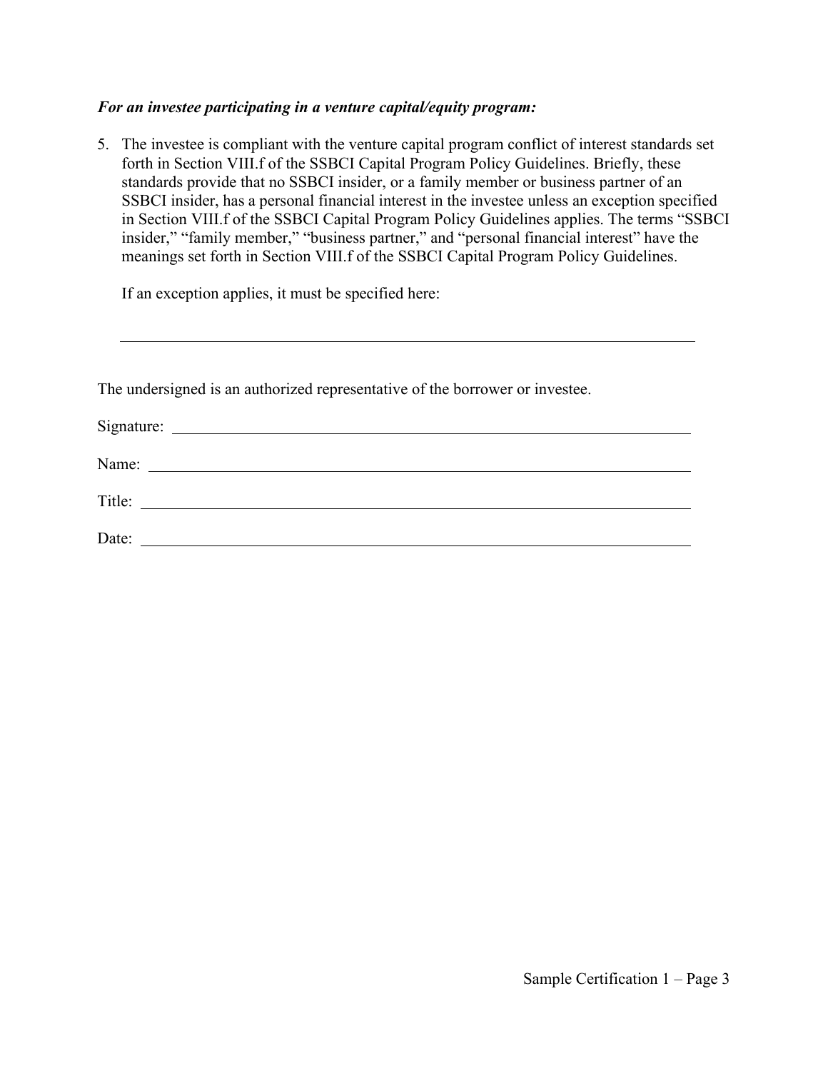***For an investee participating in a venture capital/equity program:***

5. The investee is compliant with the venture capital program conflict of interest standards set forth in Section VIII.f of the SSBCI Capital Program Policy Guidelines. Briefly, these standards provide that no SSBCI insider, or a family member or business partner of an SSBCI insider, has a personal financial interest in the investee unless an exception specified in Section VIII.f of the SSBCI Capital Program Policy Guidelines applies. The terms "SSBCI insider," "family member," "business partner," and "personal financial interest" have the meanings set forth in Section VIII.f of the SSBCI Capital Program Policy Guidelines.

   If an exception applies, it must be specified here:

   ______________________________________________________________________

The undersigned is an authorized representative of the borrower or investee.

Signature: ______________________________________________________________

Name: _________________________________________________________________

Title: __________________________________________________________________

Date: __________________________________________________________________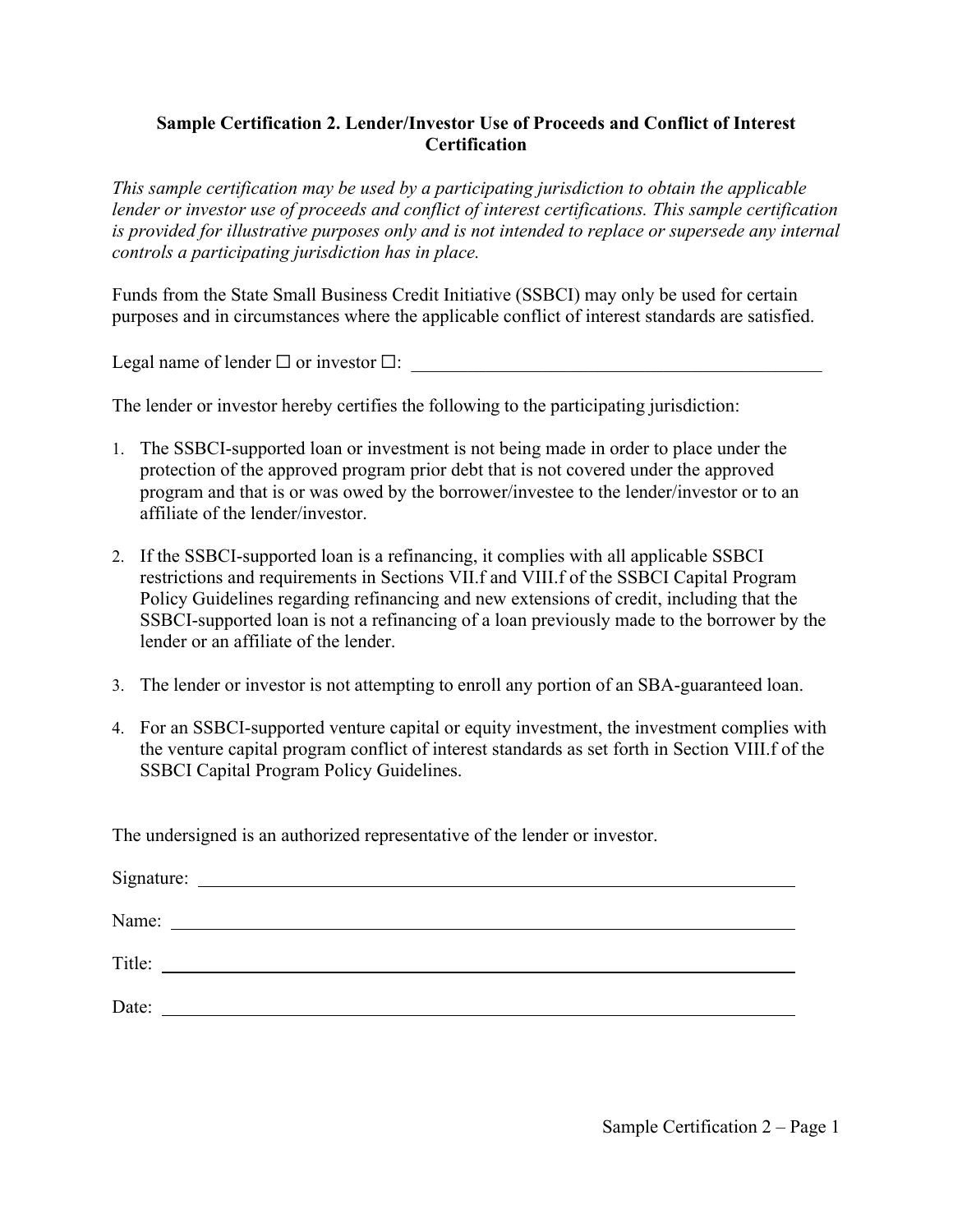### Sample Certification 2. Lender/Investor Use of Proceeds and Conflict of Interest Certification

*This sample certification may be used by a participating jurisdiction to obtain the applicable lender or investor use of proceeds and conflict of interest certifications. This sample certification is provided for illustrative purposes only and is not intended to replace or supersede any internal controls a participating jurisdiction has in place.*

Funds from the State Small Business Credit Initiative (SSBCI) may only be used for certain purposes and in circumstances where the applicable conflict of interest standards are satisfied.

Legal name of lender ☐ or investor ☐: ______________________________________________

The lender or investor hereby certifies the following to the participating jurisdiction:

1. The SSBCI-supported loan or investment is not being made in order to place under the protection of the approved program prior debt that is not covered under the approved program and that is or was owed by the borrower/investee to the lender/investor or to an affiliate of the lender/investor.

2. If the SSBCI-supported loan is a refinancing, it complies with all applicable SSBCI restrictions and requirements in Sections VII.f and VIII.f of the SSBCI Capital Program Policy Guidelines regarding refinancing and new extensions of credit, including that the SSBCI-supported loan is not a refinancing of a loan previously made to the borrower by the lender or an affiliate of the lender.

3. The lender or investor is not attempting to enroll any portion of an SBA-guaranteed loan.

4. For an SSBCI-supported venture capital or equity investment, the investment complies with the venture capital program conflict of interest standards as set forth in Section VIII.f of the SSBCI Capital Program Policy Guidelines.

The undersigned is an authorized representative of the lender or investor.

Signature: ______________________________________________

Name: ______________________________________________

Title: ______________________________________________

Date: ______________________________________________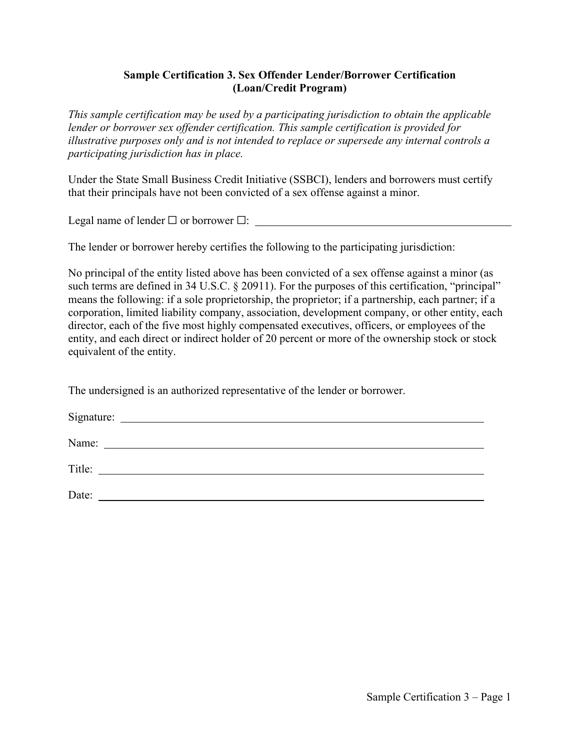**Sample Certification 3. Sex Offender Lender/Borrower Certification (Loan/Credit Program)**

*This sample certification may be used by a participating jurisdiction to obtain the applicable lender or borrower sex offender certification. This sample certification is provided for illustrative purposes only and is not intended to replace or supersede any internal controls a participating jurisdiction has in place.*

Under the State Small Business Credit Initiative (SSBCI), lenders and borrowers must certify that their principals have not been convicted of a sex offense against a minor.

Legal name of lender ☐ or borrower ☐: ______________________________________________

The lender or borrower hereby certifies the following to the participating jurisdiction:

No principal of the entity listed above has been convicted of a sex offense against a minor (as such terms are defined in 34 U.S.C. § 20911). For the purposes of this certification, "principal" means the following: if a sole proprietorship, the proprietor; if a partnership, each partner; if a corporation, limited liability company, association, development company, or other entity, each director, each of the five most highly compensated executives, officers, or employees of the entity, and each direct or indirect holder of 20 percent or more of the ownership stock or stock equivalent of the entity.

The undersigned is an authorized representative of the lender or borrower.

Signature: ______________________________________________

Name: ______________________________________________

Title: ______________________________________________

Date: ______________________________________________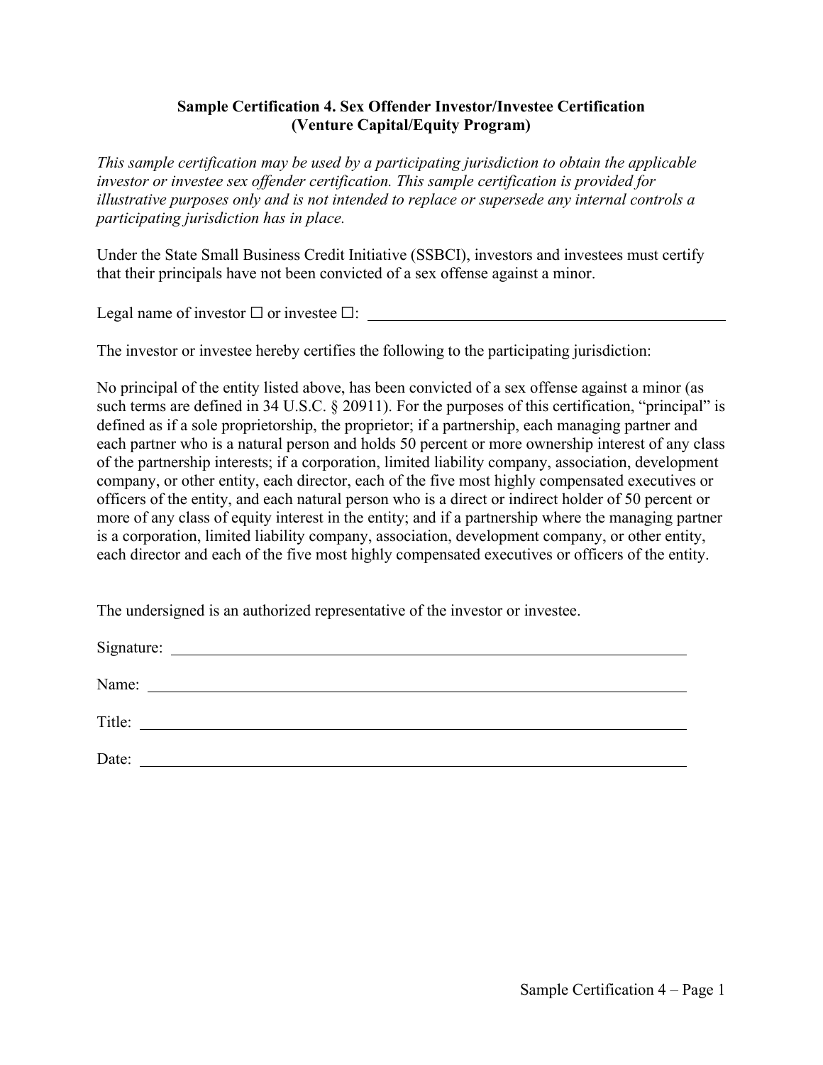**Sample Certification 4. Sex Offender Investor/Investee Certification**
**(Venture Capital/Equity Program)**

*This sample certification may be used by a participating jurisdiction to obtain the applicable investor or investee sex offender certification. This sample certification is provided for illustrative purposes only and is not intended to replace or supersede any internal controls a participating jurisdiction has in place.*

Under the State Small Business Credit Initiative (SSBCI), investors and investees must certify that their principals have not been convicted of a sex offense against a minor.

Legal name of investor ☐ or investee ☐: \_\_\_\_\_\_\_\_\_\_\_\_\_\_\_\_\_\_\_\_\_\_\_\_\_\_\_\_\_\_\_\_\_\_\_\_\_\_\_\_

The investor or investee hereby certifies the following to the participating jurisdiction:

No principal of the entity listed above, has been convicted of a sex offense against a minor (as such terms are defined in 34 U.S.C. § 20911). For the purposes of this certification, "principal" is defined as if a sole proprietorship, the proprietor; if a partnership, each managing partner and each partner who is a natural person and holds 50 percent or more ownership interest of any class of the partnership interests; if a corporation, limited liability company, association, development company, or other entity, each director, each of the five most highly compensated executives or officers of the entity, and each natural person who is a direct or indirect holder of 50 percent or more of any class of equity interest in the entity; and if a partnership where the managing partner is a corporation, limited liability company, association, development company, or other entity, each director and each of the five most highly compensated executives or officers of the entity.

The undersigned is an authorized representative of the investor or investee.

Signature: \_\_\_\_\_\_\_\_\_\_\_\_\_\_\_\_\_\_\_\_\_\_\_\_\_\_\_\_\_\_\_\_\_\_\_\_\_\_\_\_

Name: \_\_\_\_\_\_\_\_\_\_\_\_\_\_\_\_\_\_\_\_\_\_\_\_\_\_\_\_\_\_\_\_\_\_\_\_\_\_\_\_

Title: \_\_\_\_\_\_\_\_\_\_\_\_\_\_\_\_\_\_\_\_\_\_\_\_\_\_\_\_\_\_\_\_\_\_\_\_\_\_\_\_

Date: \_\_\_\_\_\_\_\_\_\_\_\_\_\_\_\_\_\_\_\_\_\_\_\_\_\_\_\_\_\_\_\_\_\_\_\_\_\_\_\_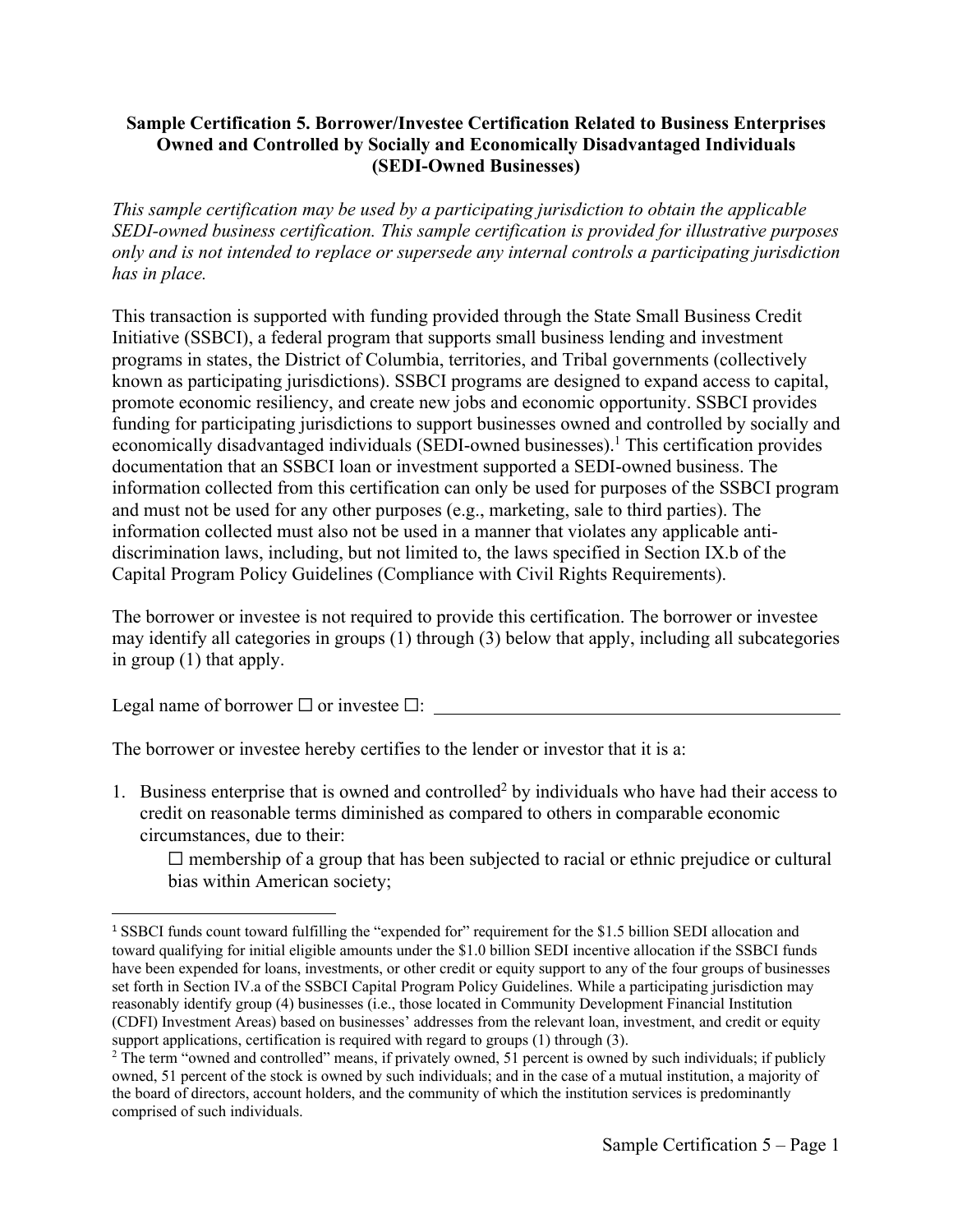**Sample Certification 5. Borrower/Investee Certification Related to Business Enterprises Owned and Controlled by Socially and Economically Disadvantaged Individuals (SEDI-Owned Businesses)**

*This sample certification may be used by a participating jurisdiction to obtain the applicable SEDI-owned business certification. This sample certification is provided for illustrative purposes only and is not intended to replace or supersede any internal controls a participating jurisdiction has in place.*

This transaction is supported with funding provided through the State Small Business Credit Initiative (SSBCI), a federal program that supports small business lending and investment programs in states, the District of Columbia, territories, and Tribal governments (collectively known as participating jurisdictions). SSBCI programs are designed to expand access to capital, promote economic resiliency, and create new jobs and economic opportunity. SSBCI provides funding for participating jurisdictions to support businesses owned and controlled by socially and economically disadvantaged individuals (SEDI-owned businesses).[1] This certification provides documentation that an SSBCI loan or investment supported a SEDI-owned business. The information collected from this certification can only be used for purposes of the SSBCI program and must not be used for any other purposes (e.g., marketing, sale to third parties). The information collected must also not be used in a manner that violates any applicable anti-discrimination laws, including, but not limited to, the laws specified in Section IX.b of the Capital Program Policy Guidelines (Compliance with Civil Rights Requirements).

The borrower or investee is not required to provide this certification. The borrower or investee may identify all categories in groups (1) through (3) below that apply, including all subcategories in group (1) that apply.

Legal name of borrower ☐ or investee ☐: ______________________________________________

The borrower or investee hereby certifies to the lender or investor that it is a:

1. Business enterprise that is owned and controlled[2] by individuals who have had their access to credit on reasonable terms diminished as compared to others in comparable economic circumstances, due to their:

   ☐ membership of a group that has been subjected to racial or ethnic prejudice or cultural bias within American society;

---

[1] SSBCI funds count toward fulfilling the "expended for" requirement for the $1.5 billion SEDI allocation and toward qualifying for initial eligible amounts under the $1.0 billion SEDI incentive allocation if the SSBCI funds have been expended for loans, investments, or other credit or equity support to any of the four groups of businesses set forth in Section IV.a of the SSBCI Capital Program Policy Guidelines. While a participating jurisdiction may reasonably identify group (4) businesses (i.e., those located in Community Development Financial Institution (CDFI) Investment Areas) based on businesses' addresses from the relevant loan, investment, and credit or equity support applications, certification is required with regard to groups (1) through (3).

[2] The term "owned and controlled" means, if privately owned, 51 percent is owned by such individuals; if publicly owned, 51 percent of the stock is owned by such individuals; and in the case of a mutual institution, a majority of the board of directors, account holders, and the community of which the institution services is predominantly comprised of such individuals.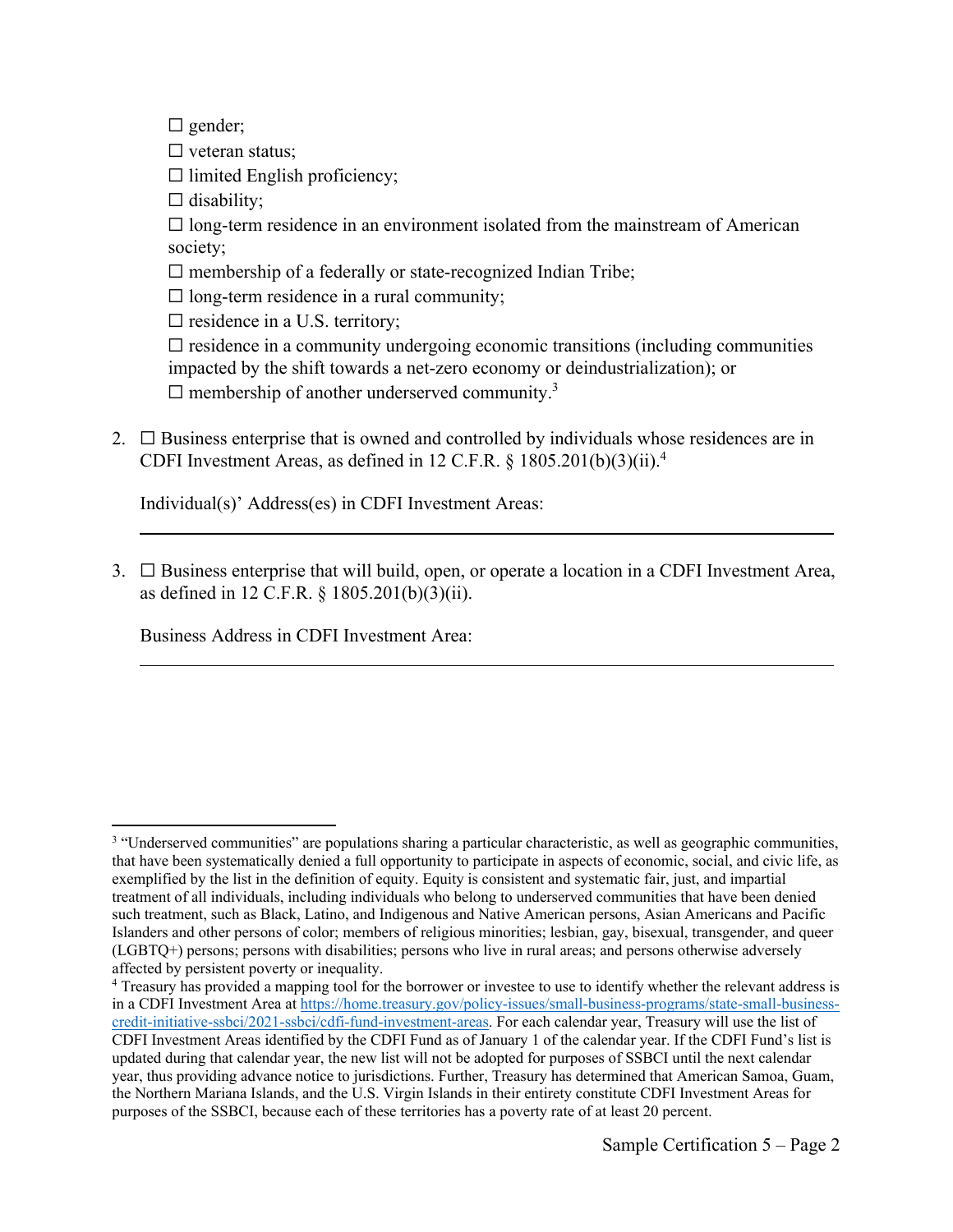☐ gender;

☐ veteran status;

☐ limited English proficiency;

☐ disability;

☐ long-term residence in an environment isolated from the mainstream of American society;

☐ membership of a federally or state-recognized Indian Tribe;

☐ long-term residence in a rural community;

☐ residence in a U.S. territory;

☐ residence in a community undergoing economic transitions (including communities impacted by the shift towards a net-zero economy or deindustrialization); or

☐ membership of another underserved community.[3]

2. ☐ Business enterprise that is owned and controlled by individuals whose residences are in CDFI Investment Areas, as defined in 12 C.F.R. § 1805.201(b)(3)(ii).[4]

   Individual(s)' Address(es) in CDFI Investment Areas:

   ______________________________________________________________

3. ☐ Business enterprise that will build, open, or operate a location in a CDFI Investment Area, as defined in 12 C.F.R. § 1805.201(b)(3)(ii).

   Business Address in CDFI Investment Area:

   ______________________________________________________________

---

[3] "Underserved communities" are populations sharing a particular characteristic, as well as geographic communities, that have been systematically denied a full opportunity to participate in aspects of economic, social, and civic life, as exemplified by the list in the definition of equity. Equity is consistent and systematic fair, just, and impartial treatment of all individuals, including individuals who belong to underserved communities that have been denied such treatment, such as Black, Latino, and Indigenous and Native American persons, Asian Americans and Pacific Islanders and other persons of color; members of religious minorities; lesbian, gay, bisexual, transgender, and queer (LGBTQ+) persons; persons with disabilities; persons who live in rural areas; and persons otherwise adversely affected by persistent poverty or inequality.

[4] Treasury has provided a mapping tool for the borrower or investee to use to identify whether the relevant address is in a CDFI Investment Area at https://home.treasury.gov/policy-issues/small-business-programs/state-small-business-credit-initiative-ssbci/2021-ssbci/cdfi-fund-investment-areas. For each calendar year, Treasury will use the list of CDFI Investment Areas identified by the CDFI Fund as of January 1 of the calendar year. If the CDFI Fund's list is updated during that calendar year, the new list will not be adopted for purposes of SSBCI until the next calendar year, thus providing advance notice to jurisdictions. Further, Treasury has determined that American Samoa, Guam, the Northern Mariana Islands, and the U.S. Virgin Islands in their entirety constitute CDFI Investment Areas for purposes of the SSBCI, because each of these territories has a poverty rate of at least 20 percent.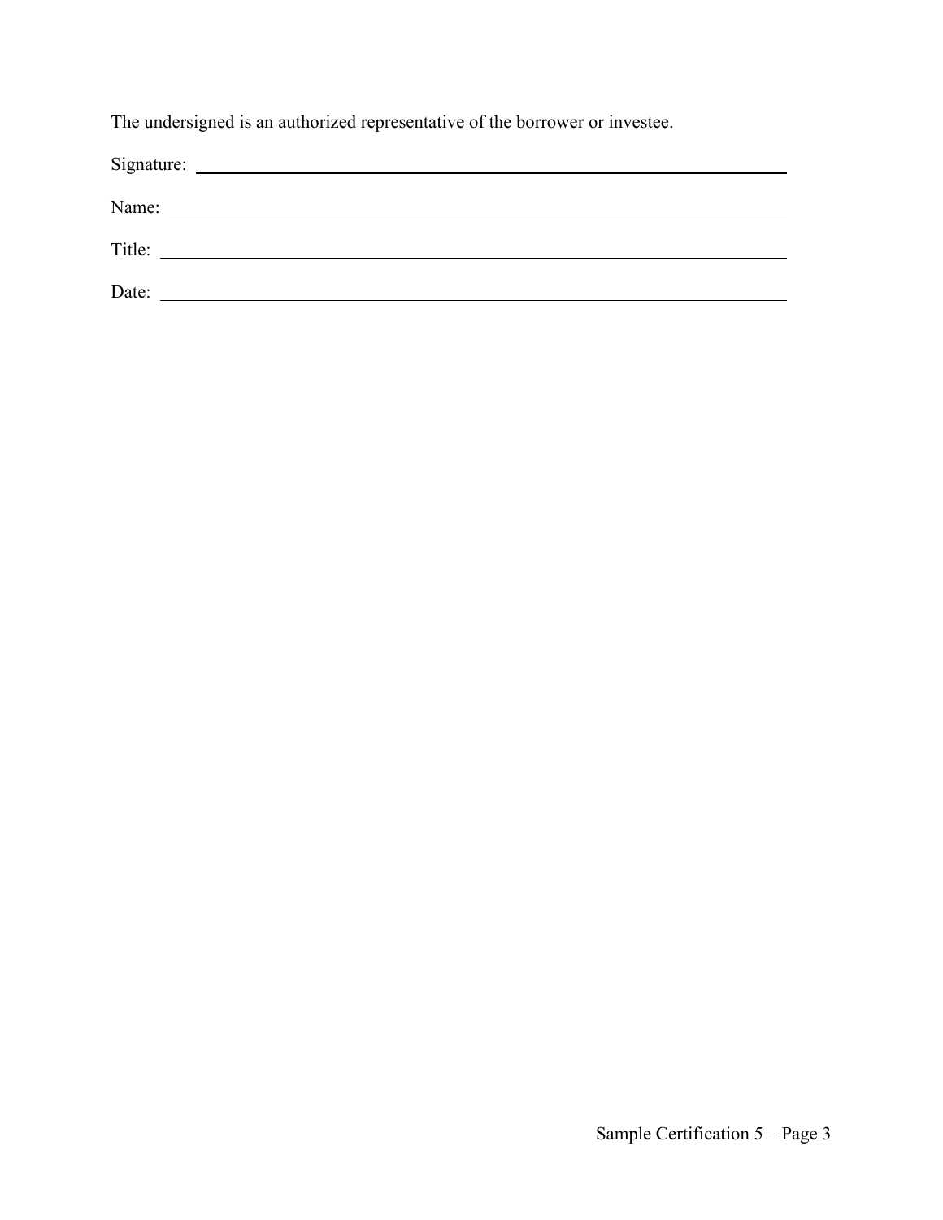The undersigned is an authorized representative of the borrower or investee.

Signature: ______________________________________________

Name: ______________________________________________

Title: ______________________________________________

Date: ______________________________________________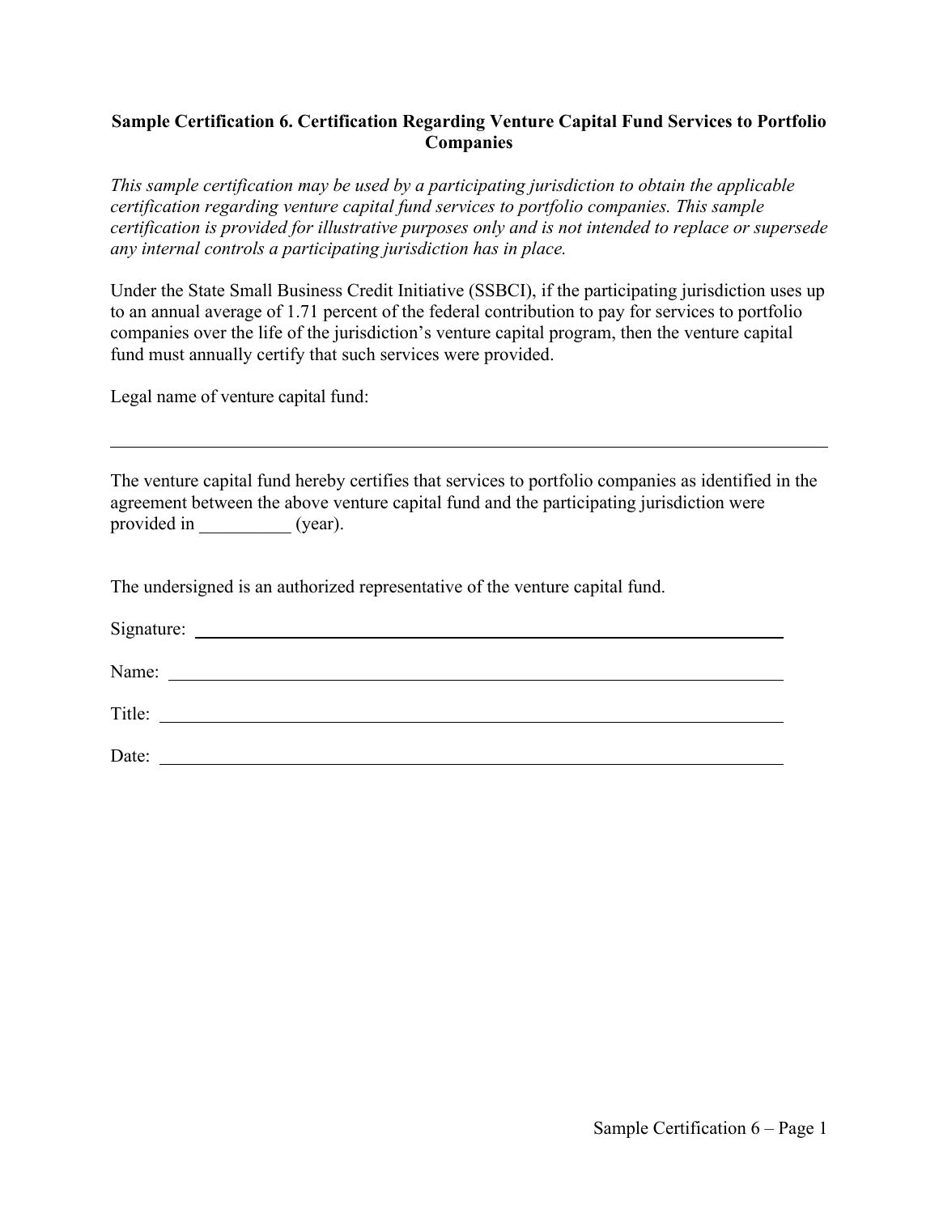**Sample Certification 6. Certification Regarding Venture Capital Fund Services to Portfolio Companies**

*This sample certification may be used by a participating jurisdiction to obtain the applicable certification regarding venture capital fund services to portfolio companies. This sample certification is provided for illustrative purposes only and is not intended to replace or supersede any internal controls a participating jurisdiction has in place.*

Under the State Small Business Credit Initiative (SSBCI), if the participating jurisdiction uses up to an annual average of 1.71 percent of the federal contribution to pay for services to portfolio companies over the life of the jurisdiction's venture capital program, then the venture capital fund must annually certify that such services were provided.

Legal name of venture capital fund:

______________________________________________________________________

The venture capital fund hereby certifies that services to portfolio companies as identified in the agreement between the above venture capital fund and the participating jurisdiction were provided in __________ (year).

The undersigned is an authorized representative of the venture capital fund.

Signature: ______________________________________________________________

Name: _________________________________________________________________

Title: __________________________________________________________________

Date: __________________________________________________________________